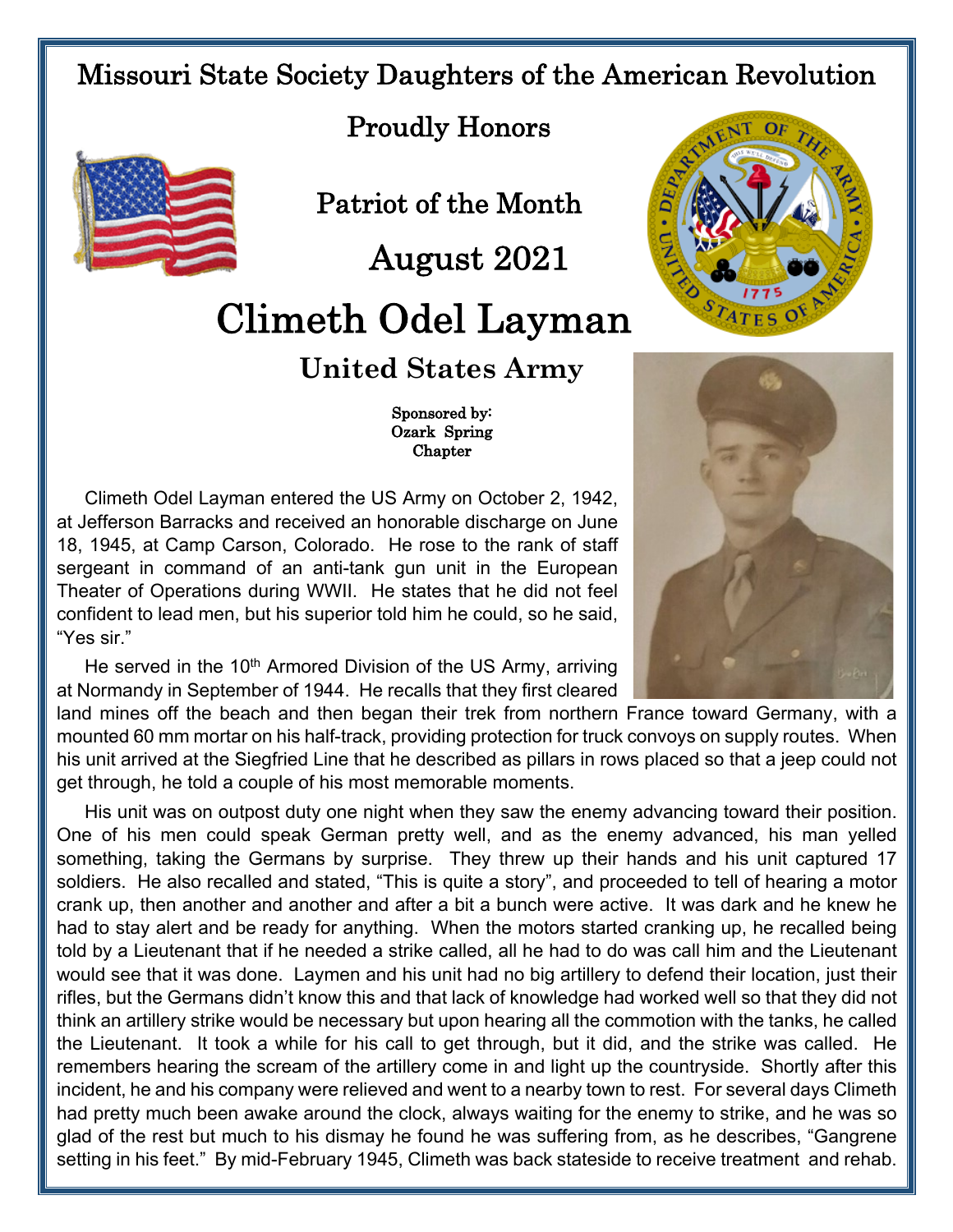# Missouri State Society Daughters of the American Revolution

## Proudly Honors

## Patriot of the Month

## August 2021

# Climeth Odel Layman

## United States Army

**Sponsored by:**
**Ozark Spring**
**Chapter**

Climeth Odel Layman entered the US Army on October 2, 1942, at Jefferson Barracks and received an honorable discharge on June 18, 1945, at Camp Carson, Colorado. He rose to the rank of staff sergeant in command of an anti-tank gun unit in the European Theater of Operations during WWII. He states that he did not feel confident to lead men, but his superior told him he could, so he said, "Yes sir."

He served in the 10th Armored Division of the US Army, arriving at Normandy in September of 1944. He recalls that they first cleared land mines off the beach and then began their trek from northern France toward Germany, with a mounted 60 mm mortar on his half-track, providing protection for truck convoys on supply routes. When his unit arrived at the Siegfried Line that he described as pillars in rows placed so that a jeep could not get through, he told a couple of his most memorable moments.

His unit was on outpost duty one night when they saw the enemy advancing toward their position. One of his men could speak German pretty well, and as the enemy advanced, his man yelled something, taking the Germans by surprise. They threw up their hands and his unit captured 17 soldiers. He also recalled and stated, "This is quite a story", and proceeded to tell of hearing a motor crank up, then another and another and after a bit a bunch were active. It was dark and he knew he had to stay alert and be ready for anything. When the motors started cranking up, he recalled being told by a Lieutenant that if he needed a strike called, all he had to do was call him and the Lieutenant would see that it was done. Laymen and his unit had no big artillery to defend their location, just their rifles, but the Germans didn't know this and that lack of knowledge had worked well so that they did not think an artillery strike would be necessary but upon hearing all the commotion with the tanks, he called the Lieutenant. It took a while for his call to get through, but it did, and the strike was called. He remembers hearing the scream of the artillery come in and light up the countryside. Shortly after this incident, he and his company were relieved and went to a nearby town to rest. For several days Climeth had pretty much been awake around the clock, always waiting for the enemy to strike, and he was so glad of the rest but much to his dismay he found he was suffering from, as he describes, "Gangrene setting in his feet." By mid-February 1945, Climeth was back stateside to receive treatment and rehab.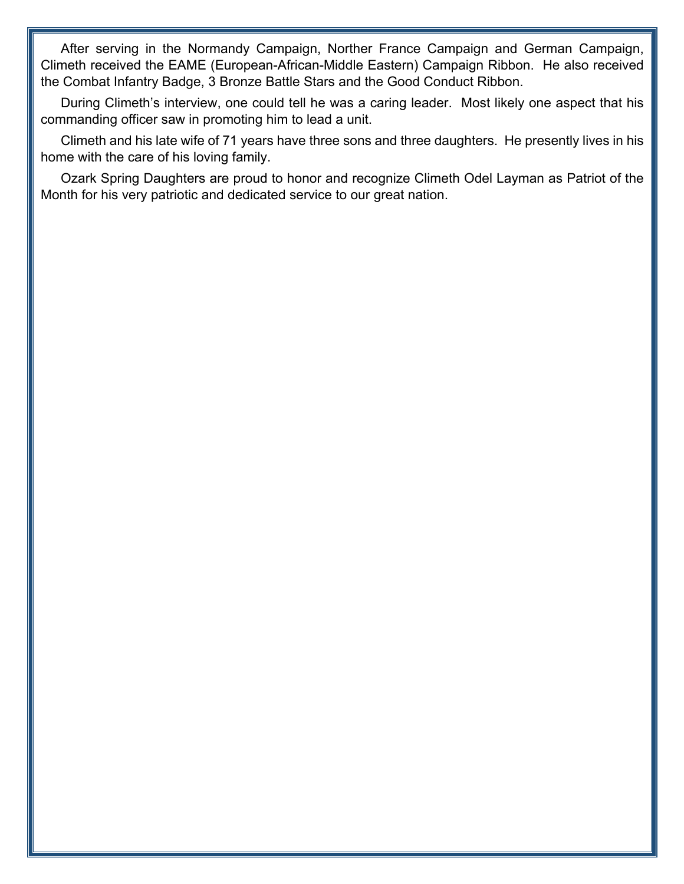After serving in the Normandy Campaign, Norther France Campaign and German Campaign, Climeth received the EAME (European-African-Middle Eastern) Campaign Ribbon. He also received the Combat Infantry Badge, 3 Bronze Battle Stars and the Good Conduct Ribbon.

During Climeth's interview, one could tell he was a caring leader. Most likely one aspect that his commanding officer saw in promoting him to lead a unit.

Climeth and his late wife of 71 years have three sons and three daughters. He presently lives in his home with the care of his loving family.

Ozark Spring Daughters are proud to honor and recognize Climeth Odel Layman as Patriot of the Month for his very patriotic and dedicated service to our great nation.